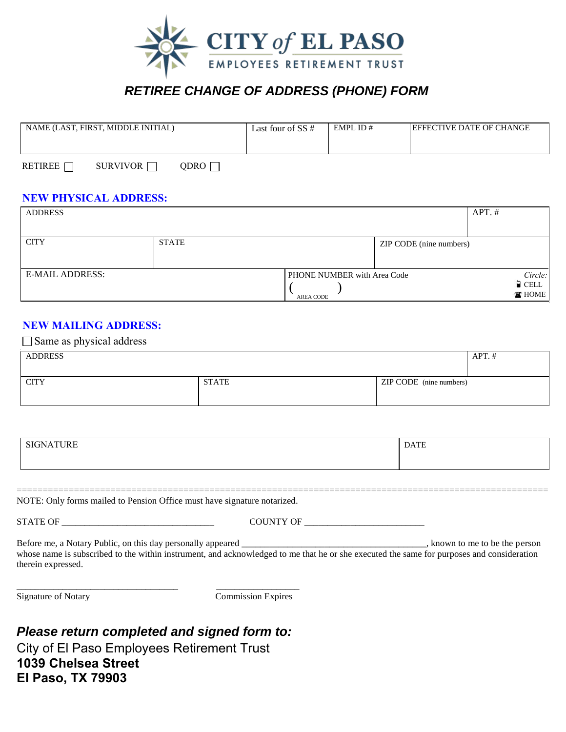# CITY of EL PASO

## EMPLOYEES RETIREMENT TRUST

### *RETIREE CHANGE OF ADDRESS (PHONE) FORM*

| NAME (LAST, FIRST, MIDDLE INITIAL) | Last four of SS # | EMPL ID # | EFFECTIVE DATE OF CHANGE |
|---|---|---|---|
| | | | |

RETIREE ☐ SURVIVOR ☐ QDRO ☐

**NEW PHYSICAL ADDRESS:**

| ADDRESS | | | APT. # |
|---|---|---|---|
| CITY | STATE | ZIP CODE (nine numbers) | |
| E-MAIL ADDRESS: | PHONE NUMBER with Area Code ( ) AREA CODE | *Circle:* CELL HOME | |

**NEW MAILING ADDRESS:**

☐ Same as physical address

| ADDRESS | | | APT. # |
|---|---|---|---|
| CITY | STATE | ZIP CODE (nine numbers) | |

| SIGNATURE | DATE |
|---|---|
| | |

NOTE: Only forms mailed to Pension Office must have signature notarized.

STATE OF ________________________________ COUNTY OF _________________________

Before me, a Notary Public, on this day personally appeared ________________________________________, known to me to be the person whose name is subscribed to the within instrument, and acknowledged to me that he or she executed the same for purposes and consideration therein expressed.

___________________________________ _________________

Signature of Notary Commission Expires

***Please return completed and signed form to:***

City of El Paso Employees Retirement Trust

**1039 Chelsea Street**

**El Paso, TX 79903**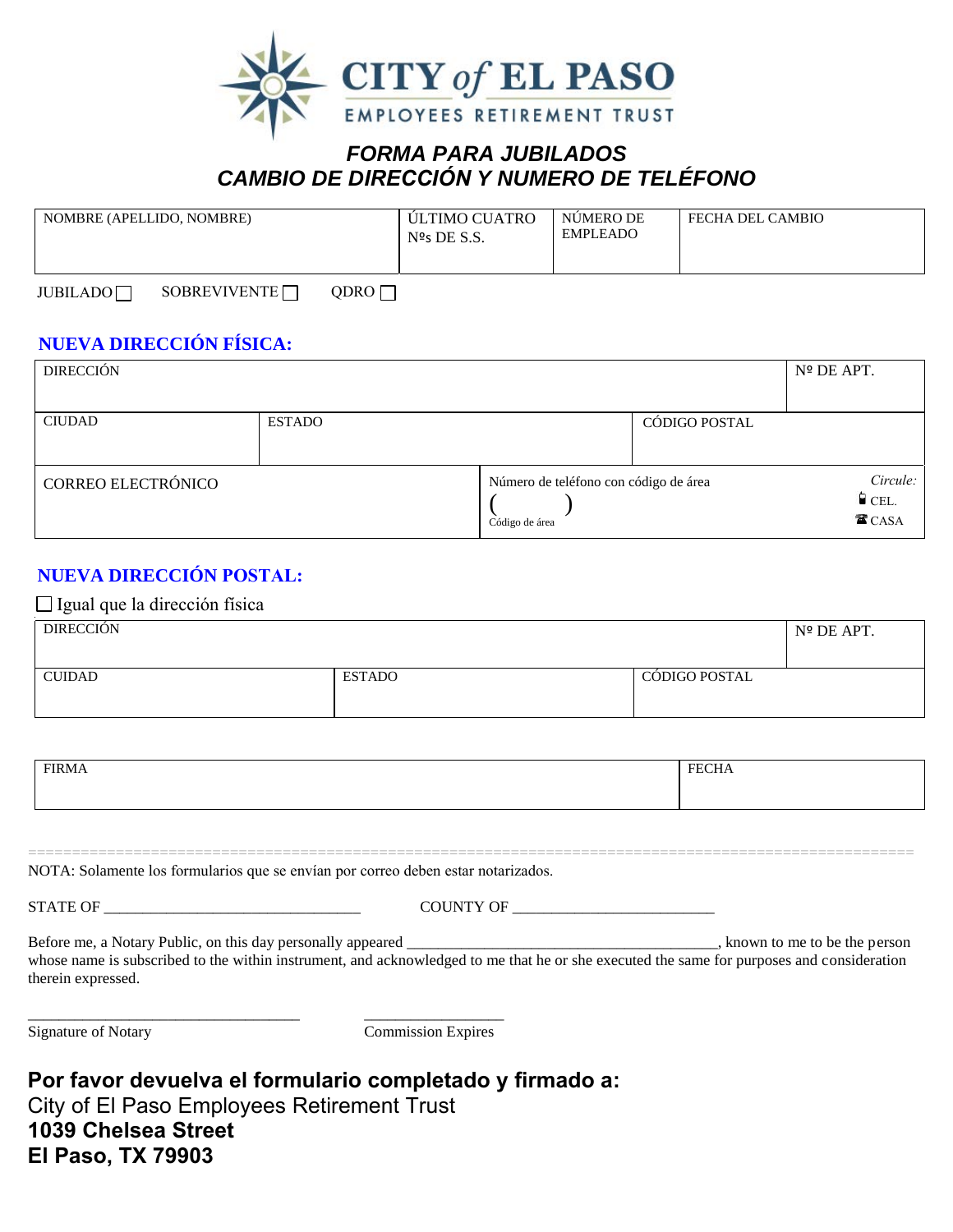CITY of EL PASO
EMPLOYEES RETIREMENT TRUST

## *FORMA PARA JUBILADOS*
## *CAMBIO DE DIRECCIÓN Y NUMERO DE TELÉFONO*

| NOMBRE (APELLIDO, NOMBRE) | ÚLTIMO CUATRO Nºs DE S.S. | NÚMERO DE EMPLEADO | FECHA DEL CAMBIO |
|---|---|---|---|
| | | | |

JUBILADO ☐ SOBREVIVENTE ☐ QDRO ☐

### NUEVA DIRECCIÓN FÍSICA:

| DIRECCIÓN | | | Nº DE APT. |
|---|---|---|---|
| CIUDAD | ESTADO | CÓDIGO POSTAL | |
| CORREO ELECTRÓNICO | Número de teléfono con código de área ( ) Código de área | *Circule:* CEL. CASA | |

### NUEVA DIRECCIÓN POSTAL:

☐ Igual que la dirección física

| DIRECCIÓN | | Nº DE APT. |
|---|---|---|
| CUIDAD | ESTADO | CÓDIGO POSTAL |

| FIRMA | FECHA |
|---|---|
| | |

NOTA: Solamente los formularios que se envían por correo deben estar notarizados.

STATE OF ________________________________ COUNTY OF __________________________

Before me, a Notary Public, on this day personally appeared ________________________________________, known to me to be the person whose name is subscribed to the within instrument, and acknowledged to me that he or she executed the same for purposes and consideration therein expressed.

__________________________________ __________________
Signature of Notary Commission Expires

**Por favor devuelva el formulario completado y firmado a:**
City of El Paso Employees Retirement Trust
**1039 Chelsea Street**
**El Paso, TX 79903**